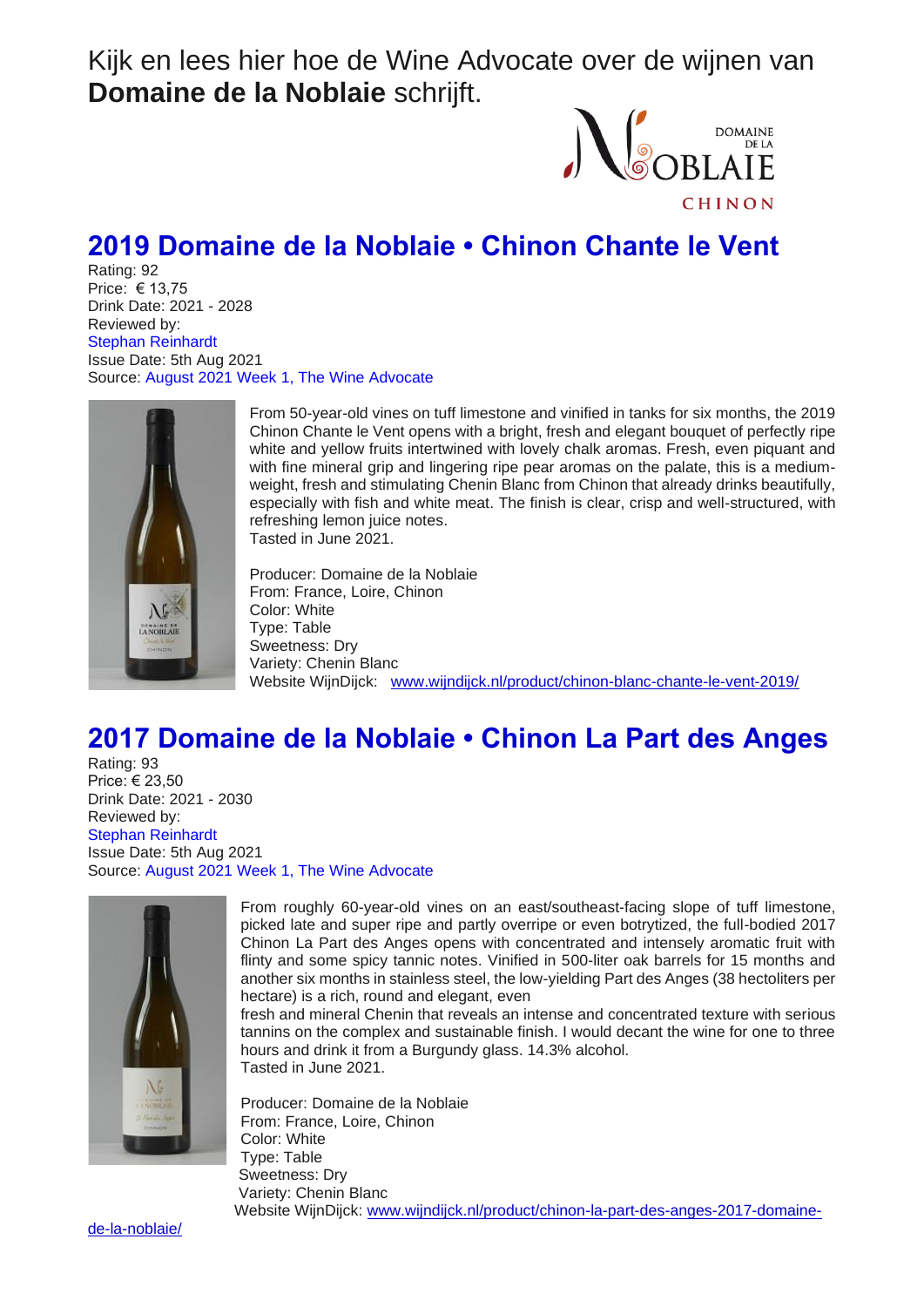Kijk en lees hier hoe de Wine Advocate over de wijnen van **Domaine de la Noblaie** schrijft.

## 2019 Domaine de la Noblaie • Chinon Chante le Vent

Rating: 92
Price: € 13,75
Drink Date: 2021 - 2028
Reviewed by:
Stephan Reinhardt
Issue Date: 5th Aug 2021
Source: August 2021 Week 1, The Wine Advocate

From 50-year-old vines on tuff limestone and vinified in tanks for six months, the 2019 Chinon Chante le Vent opens with a bright, fresh and elegant bouquet of perfectly ripe white and yellow fruits intertwined with lovely chalk aromas. Fresh, even piquant and with fine mineral grip and lingering ripe pear aromas on the palate, this is a medium-weight, fresh and stimulating Chenin Blanc from Chinon that already drinks beautifully, especially with fish and white meat. The finish is clear, crisp and well-structured, with refreshing lemon juice notes.
Tasted in June 2021.

Producer: Domaine de la Noblaie
From: France, Loire, Chinon
Color: White
Type: Table
Sweetness: Dry
Variety: Chenin Blanc
Website WijnDijck: www.wijndijck.nl/product/chinon-blanc-chante-le-vent-2019/

## 2017 Domaine de la Noblaie • Chinon La Part des Anges

Rating: 93
Price: € 23,50
Drink Date: 2021 - 2030
Reviewed by:
Stephan Reinhardt
Issue Date: 5th Aug 2021
Source: August 2021 Week 1, The Wine Advocate

From roughly 60-year-old vines on an east/southeast-facing slope of tuff limestone, picked late and super ripe and partly overripe or even botrytized, the full-bodied 2017 Chinon La Part des Anges opens with concentrated and intensely aromatic fruit with flinty and some spicy tannic notes. Vinified in 500-liter oak barrels for 15 months and another six months in stainless steel, the low-yielding Part des Anges (38 hectoliters per hectare) is a rich, round and elegant, even fresh and mineral Chenin that reveals an intense and concentrated texture with serious tannins on the complex and sustainable finish. I would decant the wine for one to three hours and drink it from a Burgundy glass. 14.3% alcohol.
Tasted in June 2021.

Producer: Domaine de la Noblaie
From: France, Loire, Chinon
Color: White
Type: Table
Sweetness: Dry
Variety: Chenin Blanc
Website WijnDijck: www.wijndijck.nl/product/chinon-la-part-des-anges-2017-domaine-de-la-noblaie/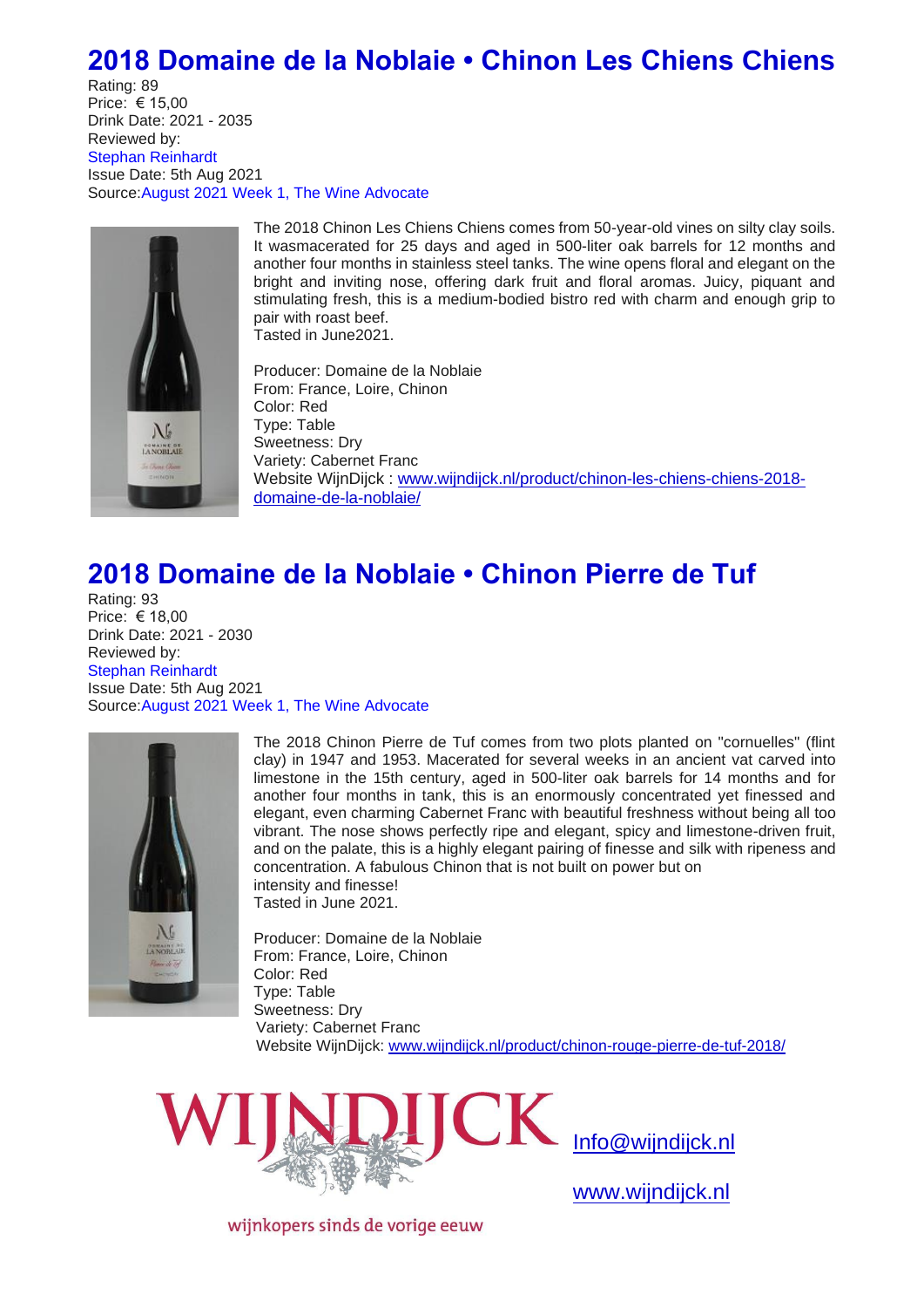# 2018 Domaine de la Noblaie • Chinon Les Chiens Chiens

Rating: 89
Price: € 15,00
Drink Date: 2021 - 2035
Reviewed by:
Stephan Reinhardt
Issue Date: 5th Aug 2021
Source:August 2021 Week 1, The Wine Advocate

The 2018 Chinon Les Chiens Chiens comes from 50-year-old vines on silty clay soils. It wasmacerated for 25 days and aged in 500-liter oak barrels for 12 months and another four months in stainless steel tanks. The wine opens floral and elegant on the bright and inviting nose, offering dark fruit and floral aromas. Juicy, piquant and stimulating fresh, this is a medium-bodied bistro red with charm and enough grip to pair with roast beef.
Tasted in June2021.

Producer: Domaine de la Noblaie
From: France, Loire, Chinon
Color: Red
Type: Table
Sweetness: Dry
Variety: Cabernet Franc
Website WijnDijck : www.wijndijck.nl/product/chinon-les-chiens-chiens-2018-domaine-de-la-noblaie/

# 2018 Domaine de la Noblaie • Chinon Pierre de Tuf

Rating: 93
Price: € 18,00
Drink Date: 2021 - 2030
Reviewed by:
Stephan Reinhardt
Issue Date: 5th Aug 2021
Source:August 2021 Week 1, The Wine Advocate

The 2018 Chinon Pierre de Tuf comes from two plots planted on "cornuelles" (flint clay) in 1947 and 1953. Macerated for several weeks in an ancient vat carved into limestone in the 15th century, aged in 500-liter oak barrels for 14 months and for another four months in tank, this is an enormously concentrated yet finessed and elegant, even charming Cabernet Franc with beautiful freshness without being all too vibrant. The nose shows perfectly ripe and elegant, spicy and limestone-driven fruit, and on the palate, this is a highly elegant pairing of finesse and silk with ripeness and concentration. A fabulous Chinon that is not built on power but on intensity and finesse!
Tasted in June 2021.

Producer: Domaine de la Noblaie
From: France, Loire, Chinon
Color: Red
Type: Table
Sweetness: Dry
Variety: Cabernet Franc
Website WijnDijck: www.wijndijck.nl/product/chinon-rouge-pierre-de-tuf-2018/

WIJNDIJCK
wijnkopers sinds de vorige eeuw

Info@wijndijck.nl

www.wijndijck.nl